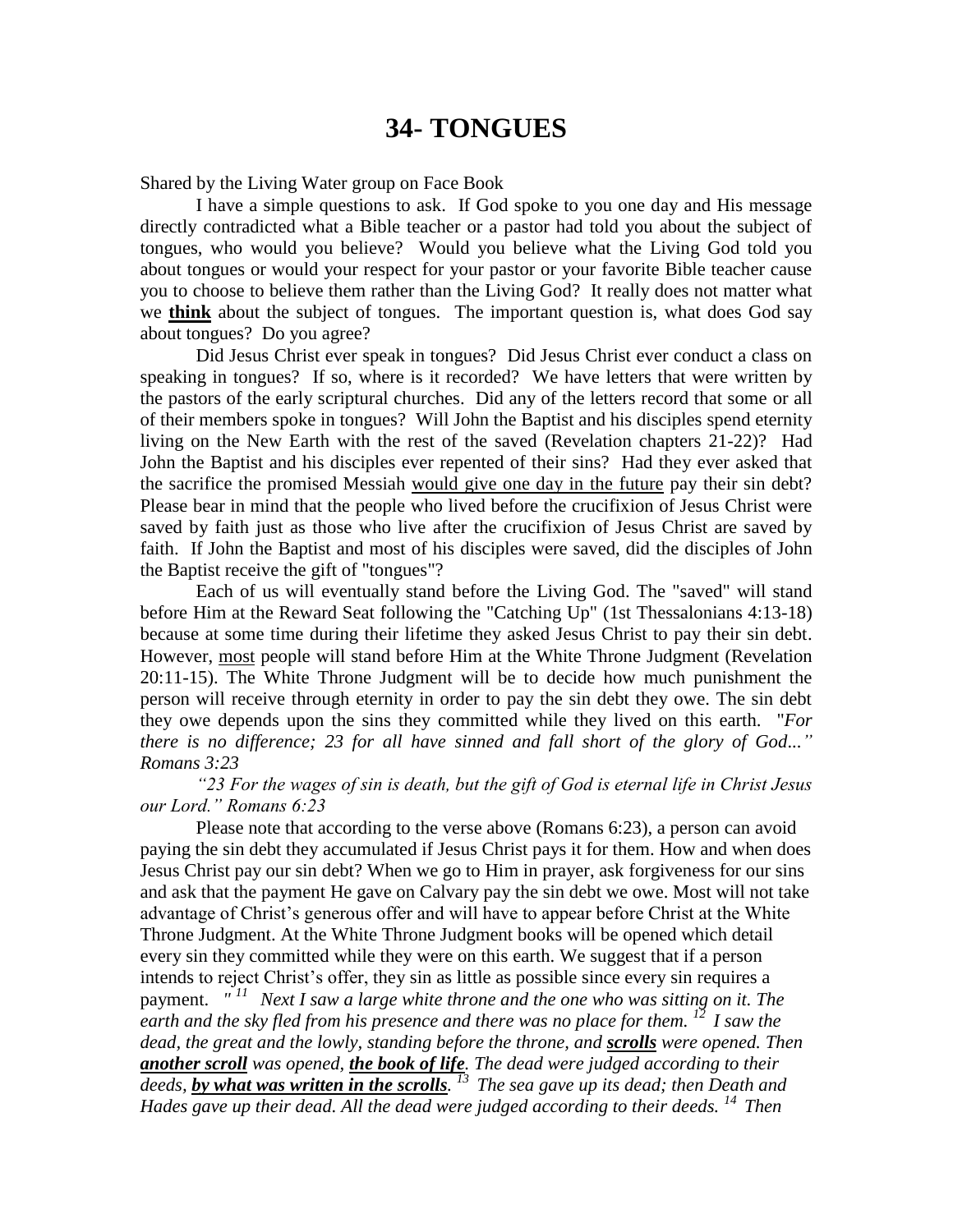# 34- TONGUES

Shared by the Living Water group on Face Book

I have a simple questions to ask. If God spoke to you one day and His message directly contradicted what a Bible teacher or a pastor had told you about the subject of tongues, who would you believe? Would you believe what the Living God told you about tongues or would your respect for your pastor or your favorite Bible teacher cause you to choose to believe them rather than the Living God? It really does not matter what we **think** about the subject of tongues. The important question is, what does God say about tongues? Do you agree?

Did Jesus Christ ever speak in tongues? Did Jesus Christ ever conduct a class on speaking in tongues? If so, where is it recorded? We have letters that were written by the pastors of the early scriptural churches. Did any of the letters record that some or all of their members spoke in tongues? Will John the Baptist and his disciples spend eternity living on the New Earth with the rest of the saved (Revelation chapters 21-22)? Had John the Baptist and his disciples ever repented of their sins? Had they ever asked that the sacrifice the promised Messiah would give one day in the future pay their sin debt? Please bear in mind that the people who lived before the crucifixion of Jesus Christ were saved by faith just as those who live after the crucifixion of Jesus Christ are saved by faith. If John the Baptist and most of his disciples were saved, did the disciples of John the Baptist receive the gift of "tongues"?

Each of us will eventually stand before the Living God. The "saved" will stand before Him at the Reward Seat following the "Catching Up" (1st Thessalonians 4:13-18) because at some time during their lifetime they asked Jesus Christ to pay their sin debt. However, most people will stand before Him at the White Throne Judgment (Revelation 20:11-15). The White Throne Judgment will be to decide how much punishment the person will receive through eternity in order to pay the sin debt they owe. The sin debt they owe depends upon the sins they committed while they lived on this earth. "*For there is no difference; 23 for all have sinned and fall short of the glory of God..." Romans 3:23*

*"23 For the wages of sin is death, but the gift of God is eternal life in Christ Jesus our Lord." Romans 6:23*

Please note that according to the verse above (Romans 6:23), a person can avoid paying the sin debt they accumulated if Jesus Christ pays it for them. How and when does Jesus Christ pay our sin debt? When we go to Him in prayer, ask forgiveness for our sins and ask that the payment He gave on Calvary pay the sin debt we owe. Most will not take advantage of Christ's generous offer and will have to appear before Christ at the White Throne Judgment. At the White Throne Judgment books will be opened which detail every sin they committed while they were on this earth. We suggest that if a person intends to reject Christ's offer, they sin as little as possible since every sin requires a payment. *" 11 Next I saw a large white throne and the one who was sitting on it. The earth and the sky fled from his presence and there was no place for them. 12 I saw the dead, the great and the lowly, standing before the throne, and **scrolls** were opened. Then **another scroll** was opened, **the book of life**. The dead were judged according to their deeds, **by what was written in the scrolls**. 13 The sea gave up its dead; then Death and Hades gave up their dead. All the dead were judged according to their deeds. 14 Then*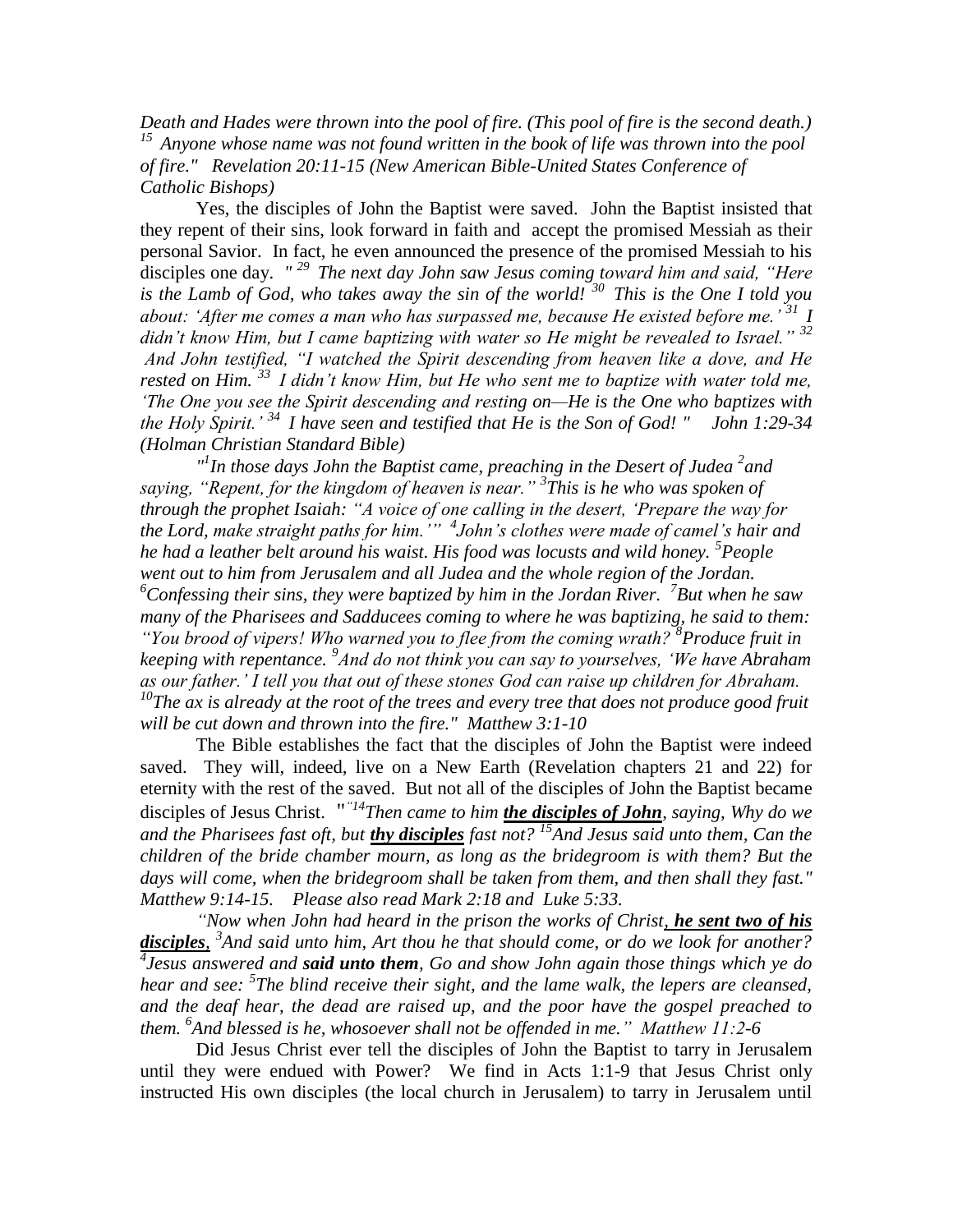*Death and Hades were thrown into the pool of fire. (This pool of fire is the second death.) [15] Anyone whose name was not found written in the book of life was thrown into the pool of fire." Revelation 20:11-15 (New American Bible-United States Conference of Catholic Bishops)*

Yes, the disciples of John the Baptist were saved. John the Baptist insisted that they repent of their sins, look forward in faith and accept the promised Messiah as their personal Savior. In fact, he even announced the presence of the promised Messiah to his disciples one day. *" [29] The next day John saw Jesus coming toward him and said, "Here is the Lamb of God, who takes away the sin of the world! [30] This is the One I told you about: 'After me comes a man who has surpassed me, because He existed before me.' [31] I didn't know Him, but I came baptizing with water so He might be revealed to Israel." [32] And John testified, "I watched the Spirit descending from heaven like a dove, and He rested on Him. [33] I didn't know Him, but He who sent me to baptize with water told me, 'The One you see the Spirit descending and resting on—He is the One who baptizes with the Holy Spirit.' [34] I have seen and testified that He is the Son of God! " John 1:29-34 (Holman Christian Standard Bible)*

*"[1]In those days John the Baptist came, preaching in the Desert of Judea [2]and saying, "Repent, for the kingdom of heaven is near." [3]This is he who was spoken of through the prophet Isaiah: "A voice of one calling in the desert, 'Prepare the way for the Lord, make straight paths for him.'" [4]John's clothes were made of camel's hair and he had a leather belt around his waist. His food was locusts and wild honey. [5]People went out to him from Jerusalem and all Judea and the whole region of the Jordan. [6]Confessing their sins, they were baptized by him in the Jordan River. [7]But when he saw many of the Pharisees and Sadducees coming to where he was baptizing, he said to them: "You brood of vipers! Who warned you to flee from the coming wrath? [8]Produce fruit in keeping with repentance. [9]And do not think you can say to yourselves, 'We have Abraham as our father.' I tell you that out of these stones God can raise up children for Abraham. [10]The ax is already at the root of the trees and every tree that does not produce good fruit will be cut down and thrown into the fire." Matthew 3:1-10*

The Bible establishes the fact that the disciples of John the Baptist were indeed saved. They will, indeed, live on a New Earth (Revelation chapters 21 and 22) for eternity with the rest of the saved. But not all of the disciples of John the Baptist became disciples of Jesus Christ. *"[14]Then came to him __**the disciples of John**__, saying, Why do we and the Pharisees fast oft, but __**thy disciples**__ fast not? [15]And Jesus said unto them, Can the children of the bride chamber mourn, as long as the bridegroom is with them? But the days will come, when the bridegroom shall be taken from them, and then shall they fast." Matthew 9:14-15.* *Please also read Mark 2:18 and Luke 5:33.*

*"Now when John had heard in the prison the works of Christ, __**he sent two of his disciples**__, [3]And said unto him, Art thou he that should come, or do we look for another? [4]Jesus answered and **said unto them**, Go and show John again those things which ye do hear and see: [5]The blind receive their sight, and the lame walk, the lepers are cleansed, and the deaf hear, the dead are raised up, and the poor have the gospel preached to them. [6]And blessed is he, whosoever shall not be offended in me." Matthew 11:2-6*

Did Jesus Christ ever tell the disciples of John the Baptist to tarry in Jerusalem until they were endued with Power? We find in Acts 1:1-9 that Jesus Christ only instructed His own disciples (the local church in Jerusalem) to tarry in Jerusalem until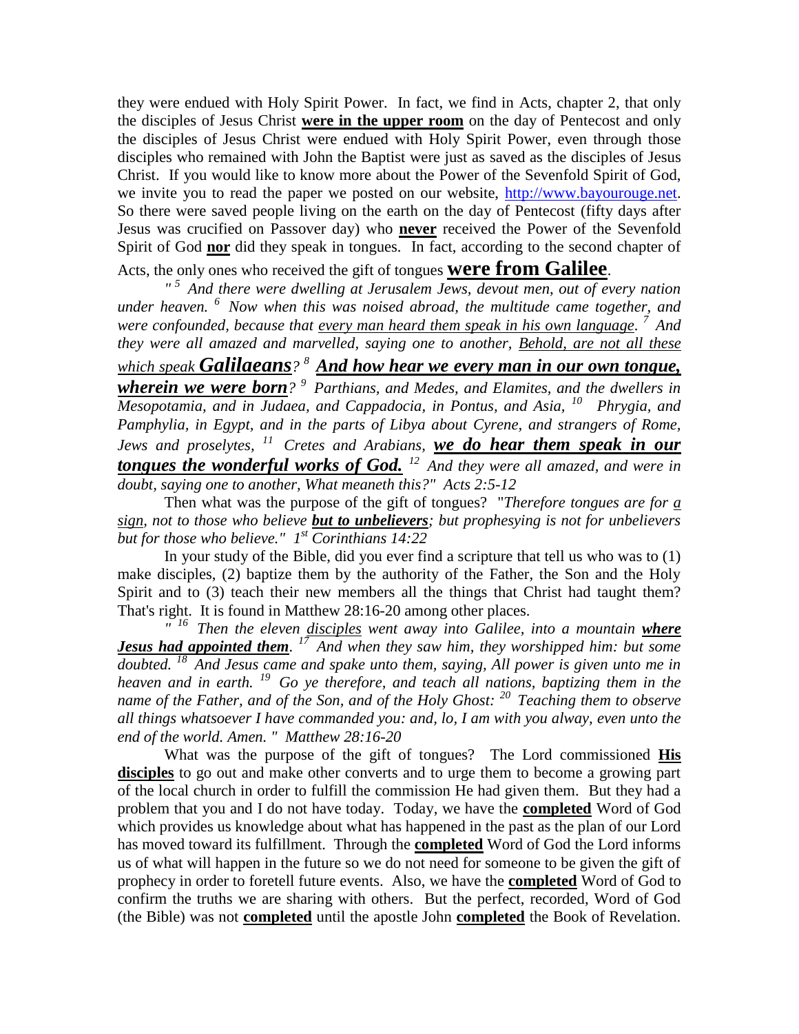they were endued with Holy Spirit Power. In fact, we find in Acts, chapter 2, that only the disciples of Jesus Christ **were in the upper room** on the day of Pentecost and only the disciples of Jesus Christ were endued with Holy Spirit Power, even through those disciples who remained with John the Baptist were just as saved as the disciples of Jesus Christ. If you would like to know more about the Power of the Sevenfold Spirit of God, we invite you to read the paper we posted on our website, http://www.bayourouge.net. So there were saved people living on the earth on the day of Pentecost (fifty days after Jesus was crucified on Passover day) who **never** received the Power of the Sevenfold Spirit of God **nor** did they speak in tongues. In fact, according to the second chapter of Acts, the only ones who received the gift of tongues **were from Galilee**.

*" [5] And there were dwelling at Jerusalem Jews, devout men, out of every nation under heaven. [6] Now when this was noised abroad, the multitude came together, and were confounded, because that every man heard them speak in his own language. [7] And they were all amazed and marvelled, saying one to another, Behold, are not all these which speak **Galilaeans**? [8] **And how hear we every man in our own tongue, wherein we were born**? [9] Parthians, and Medes, and Elamites, and the dwellers in Mesopotamia, and in Judaea, and Cappadocia, in Pontus, and Asia, [10] Phrygia, and Pamphylia, in Egypt, and in the parts of Libya about Cyrene, and strangers of Rome, Jews and proselytes, [11] Cretes and Arabians, **we do hear them speak in our tongues the wonderful works of God.** [12] And they were all amazed, and were in doubt, saying one to another, What meaneth this?" Acts 2:5-12*

Then what was the purpose of the gift of tongues? "*Therefore tongues are for a sign, not to those who believe **but to unbelievers**; but prophesying is not for unbelievers but for those who believe." 1st Corinthians 14:22*

In your study of the Bible, did you ever find a scripture that tell us who was to (1) make disciples, (2) baptize them by the authority of the Father, the Son and the Holy Spirit and to (3) teach their new members all the things that Christ had taught them? That's right. It is found in Matthew 28:16-20 among other places.

*" [16] Then the eleven disciples went away into Galilee, into a mountain **where Jesus had appointed them**. [17] And when they saw him, they worshipped him: but some doubted. [18] And Jesus came and spake unto them, saying, All power is given unto me in heaven and in earth. [19] Go ye therefore, and teach all nations, baptizing them in the name of the Father, and of the Son, and of the Holy Ghost: [20] Teaching them to observe all things whatsoever I have commanded you: and, lo, I am with you alway, even unto the end of the world. Amen. " Matthew 28:16-20*

What was the purpose of the gift of tongues? The Lord commissioned **His disciples** to go out and make other converts and to urge them to become a growing part of the local church in order to fulfill the commission He had given them. But they had a problem that you and I do not have today. Today, we have the **completed** Word of God which provides us knowledge about what has happened in the past as the plan of our Lord has moved toward its fulfillment. Through the **completed** Word of God the Lord informs us of what will happen in the future so we do not need for someone to be given the gift of prophecy in order to foretell future events. Also, we have the **completed** Word of God to confirm the truths we are sharing with others. But the perfect, recorded, Word of God (the Bible) was not **completed** until the apostle John **completed** the Book of Revelation.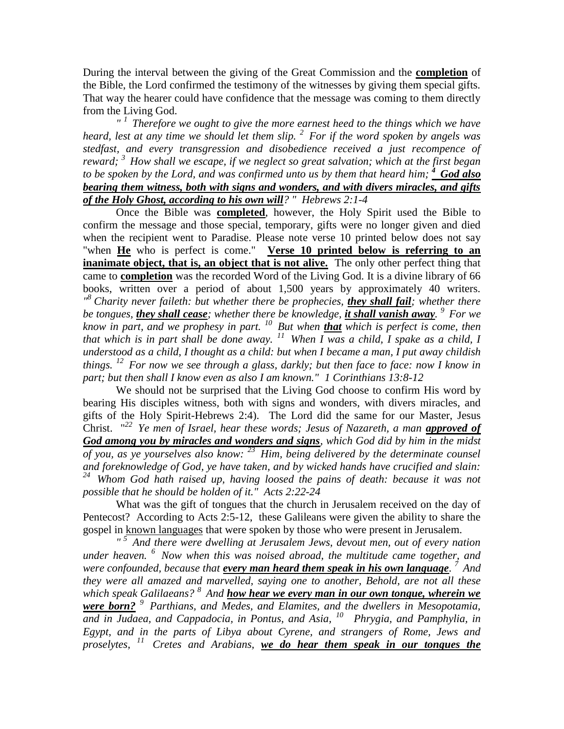During the interval between the giving of the Great Commission and the **completion** of the Bible, the Lord confirmed the testimony of the witnesses by giving them special gifts. That way the hearer could have confidence that the message was coming to them directly from the Living God.

*" [1] Therefore we ought to give the more earnest heed to the things which we have heard, lest at any time we should let them slip. [2] For if the word spoken by angels was stedfast, and every transgression and disobedience received a just recompence of reward; [3] How shall we escape, if we neglect so great salvation; which at the first began to be spoken by the Lord, and was confirmed unto us by them that heard him;* ***[4] God also bearing them witness, both with signs and wonders, and with divers miracles, and gifts of the Holy Ghost, according to his own will****? " Hebrews 2:1-4*

Once the Bible was **completed**, however, the Holy Spirit used the Bible to confirm the message and those special, temporary, gifts were no longer given and died when the recipient went to Paradise. Please note verse 10 printed below does not say "when **He** who is perfect is come." **Verse 10 printed below is referring to an inanimate object, that is, an object that is not alive.** The only other perfect thing that came to **completion** was the recorded Word of the Living God. It is a divine library of 66 books, written over a period of about 1,500 years by approximately 40 writers. *"[8] Charity never faileth: but whether there be prophecies,* ***they shall fail****; whether there be tongues,* ***they shall cease****; whether there be knowledge,* ***it shall vanish away****. [9] For we know in part, and we prophesy in part. [10] But when* ***that*** *which is perfect is come, then that which is in part shall be done away. [11] When I was a child, I spake as a child, I understood as a child, I thought as a child: but when I became a man, I put away childish things. [12] For now we see through a glass, darkly; but then face to face: now I know in part; but then shall I know even as also I am known." 1 Corinthians 13:8-12*

We should not be surprised that the Living God choose to confirm His word by bearing His disciples witness, both with signs and wonders, with divers miracles, and gifts of the Holy Spirit-Hebrews 2:4). The Lord did the same for our Master, Jesus Christ. *"[22] Ye men of Israel, hear these words; Jesus of Nazareth, a man* ***approved of God among you by miracles and wonders and signs****, which God did by him in the midst of you, as ye yourselves also know: [23] Him, being delivered by the determinate counsel and foreknowledge of God, ye have taken, and by wicked hands have crucified and slain: [24] Whom God hath raised up, having loosed the pains of death: because it was not possible that he should be holden of it." Acts 2:22-24*

What was the gift of tongues that the church in Jerusalem received on the day of Pentecost? According to Acts 2:5-12, these Galileans were given the ability to share the gospel in known languages that were spoken by those who were present in Jerusalem.

*" [5] And there were dwelling at Jerusalem Jews, devout men, out of every nation under heaven. [6] Now when this was noised abroad, the multitude came together, and were confounded, because that* ***every man heard them speak in his own language****. [7] And they were all amazed and marvelled, saying one to another, Behold, are not all these which speak Galilaeans? [8] And* ***how hear we every man in our own tongue, wherein we were born?*** *[9] Parthians, and Medes, and Elamites, and the dwellers in Mesopotamia, and in Judaea, and Cappadocia, in Pontus, and Asia, [10] Phrygia, and Pamphylia, in Egypt, and in the parts of Libya about Cyrene, and strangers of Rome, Jews and proselytes, [11] Cretes and Arabians,* ***we do hear them speak in our tongues the***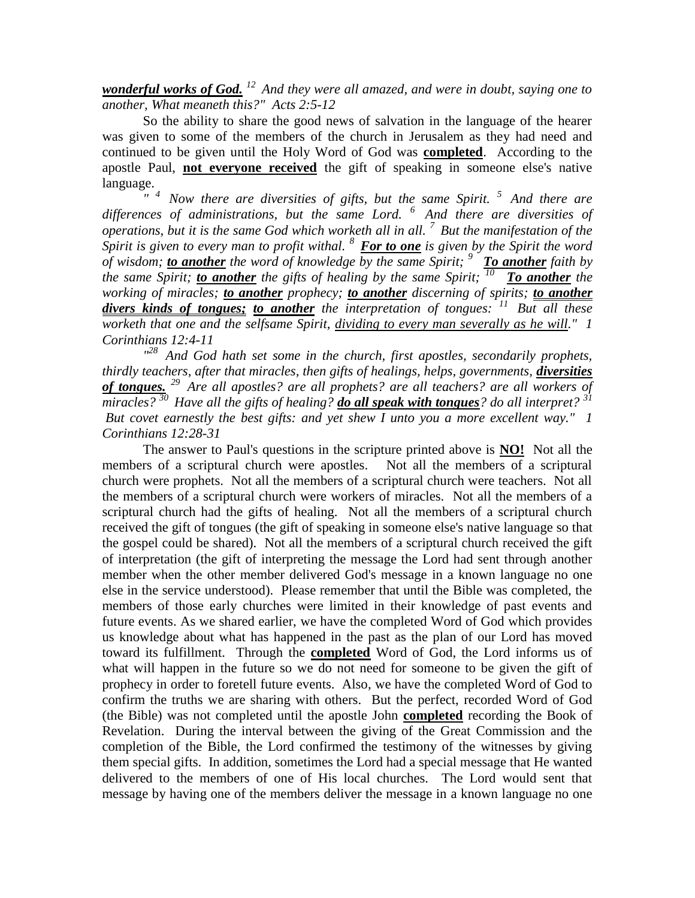***wonderful works of God.*** *[12] And they were all amazed, and were in doubt, saying one to another, What meaneth this?" Acts 2:5-12*

So the ability to share the good news of salvation in the language of the hearer was given to some of the members of the church in Jerusalem as they had need and continued to be given until the Holy Word of God was **completed**. According to the apostle Paul, **not everyone received** the gift of speaking in someone else's native language.

*" [4] Now there are diversities of gifts, but the same Spirit. [5] And there are differences of administrations, but the same Lord. [6] And there are diversities of operations, but it is the same God which worketh all in all. [7] But the manifestation of the Spirit is given to every man to profit withal. [8]* ***For to one*** *is given by the Spirit the word of wisdom;* ***to another*** *the word of knowledge by the same Spirit; [9]* ***To another*** *faith by the same Spirit;* ***to another*** *the gifts of healing by the same Spirit; [10]* ***To another*** *the working of miracles;* ***to another*** *prophecy;* ***to another*** *discerning of spirits;* ***to another divers kinds of tongues; to another*** *the interpretation of tongues: [11] But all these worketh that one and the selfsame Spirit, dividing to every man severally as he will." 1 Corinthians 12:4-11*

*"[28] And God hath set some in the church, first apostles, secondarily prophets, thirdly teachers, after that miracles, then gifts of healings, helps, governments,* ***diversities of tongues.*** *[29] Are all apostles? are all prophets? are all teachers? are all workers of miracles? [30] Have all the gifts of healing?* ***do all speak with tongues****? do all interpret? [31] But covet earnestly the best gifts: and yet shew I unto you a more excellent way." 1 Corinthians 12:28-31*

The answer to Paul's questions in the scripture printed above is **NO!** Not all the members of a scriptural church were apostles. Not all the members of a scriptural church were prophets. Not all the members of a scriptural church were teachers. Not all the members of a scriptural church were workers of miracles. Not all the members of a scriptural church had the gifts of healing. Not all the members of a scriptural church received the gift of tongues (the gift of speaking in someone else's native language so that the gospel could be shared). Not all the members of a scriptural church received the gift of interpretation (the gift of interpreting the message the Lord had sent through another member when the other member delivered God's message in a known language no one else in the service understood). Please remember that until the Bible was completed, the members of those early churches were limited in their knowledge of past events and future events. As we shared earlier, we have the completed Word of God which provides us knowledge about what has happened in the past as the plan of our Lord has moved toward its fulfillment. Through the **completed** Word of God, the Lord informs us of what will happen in the future so we do not need for someone to be given the gift of prophecy in order to foretell future events. Also, we have the completed Word of God to confirm the truths we are sharing with others. But the perfect, recorded Word of God (the Bible) was not completed until the apostle John **completed** recording the Book of Revelation. During the interval between the giving of the Great Commission and the completion of the Bible, the Lord confirmed the testimony of the witnesses by giving them special gifts. In addition, sometimes the Lord had a special message that He wanted delivered to the members of one of His local churches. The Lord would sent that message by having one of the members deliver the message in a known language no one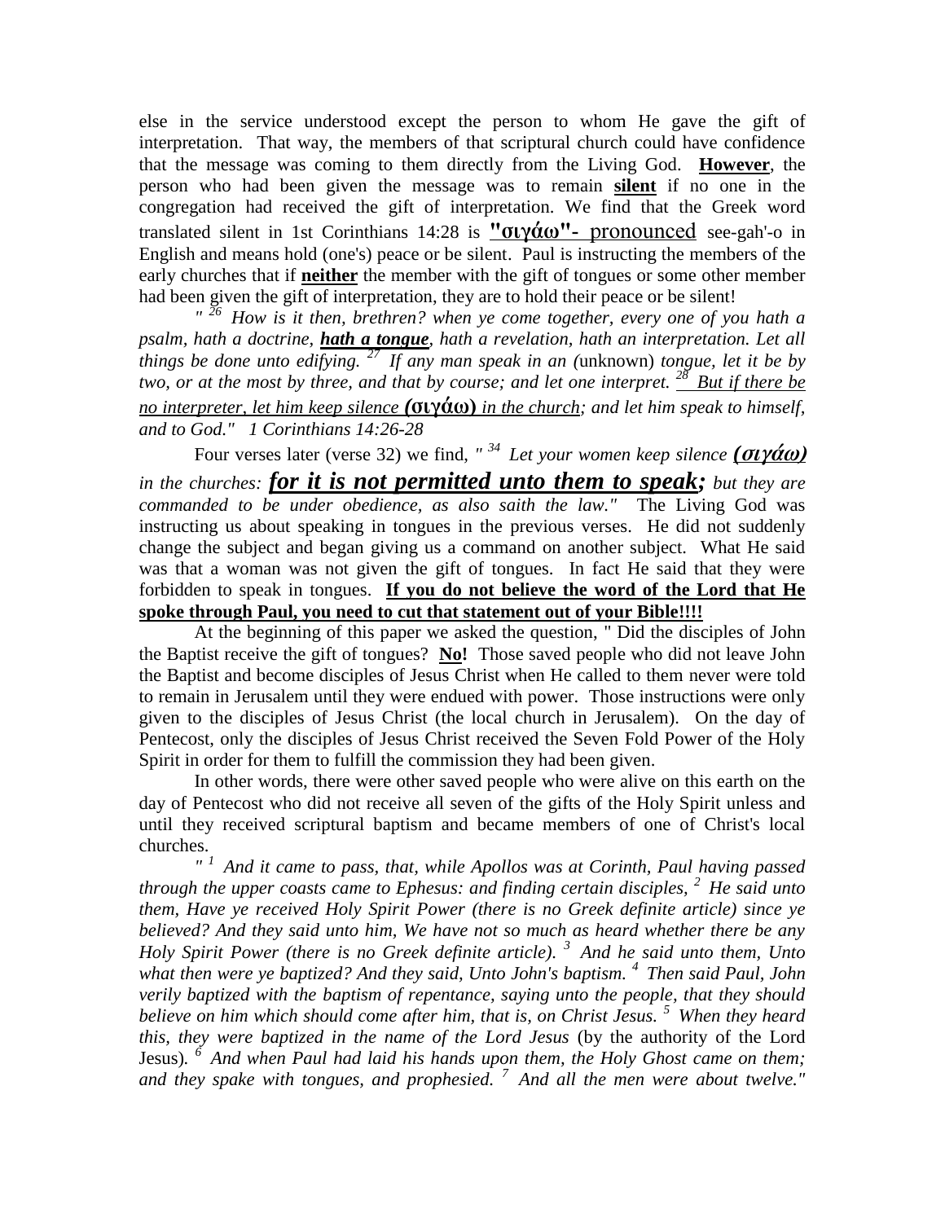else in the service understood except the person to whom He gave the gift of interpretation. That way, the members of that scriptural church could have confidence that the message was coming to them directly from the Living God. **However**, the person who had been given the message was to remain **silent** if no one in the congregation had received the gift of interpretation. We find that the Greek word translated silent in 1st Corinthians 14:28 is **"σιγάω"-** pronounced see-gah'-o in English and means hold (one's) peace or be silent. Paul is instructing the members of the early churches that if **neither** the member with the gift of tongues or some other member had been given the gift of interpretation, they are to hold their peace or be silent!

*" [26] How is it then, brethren? when ye come together, every one of you hath a psalm, hath a doctrine, **hath a tongue**, hath a revelation, hath an interpretation. Let all things be done unto edifying. [27] If any man speak in an (*unknown*) tongue, let it be by two, or at the most by three, and that by course; and let one interpret. [28] But if there be no interpreter, let him keep silence* **(σιγάω)** *in the church; and let him speak to himself, and to God." 1 Corinthians 14:26-28*

Four verses later (verse 32) we find, *" [34] Let your women keep silence **(σιγάω)** in the churches: **for it is not permitted unto them to speak;** but they are commanded to be under obedience, as also saith the law."* The Living God was instructing us about speaking in tongues in the previous verses. He did not suddenly change the subject and began giving us a command on another subject. What He said was that a woman was not given the gift of tongues. In fact He said that they were forbidden to speak in tongues. **If you do not believe the word of the Lord that He spoke through Paul, you need to cut that statement out of your Bible!!!!**

At the beginning of this paper we asked the question, " Did the disciples of John the Baptist receive the gift of tongues? **No!** Those saved people who did not leave John the Baptist and become disciples of Jesus Christ when He called to them never were told to remain in Jerusalem until they were endued with power. Those instructions were only given to the disciples of Jesus Christ (the local church in Jerusalem). On the day of Pentecost, only the disciples of Jesus Christ received the Seven Fold Power of the Holy Spirit in order for them to fulfill the commission they had been given.

In other words, there were other saved people who were alive on this earth on the day of Pentecost who did not receive all seven of the gifts of the Holy Spirit unless and until they received scriptural baptism and became members of one of Christ's local churches.

*" [1] And it came to pass, that, while Apollos was at Corinth, Paul having passed through the upper coasts came to Ephesus: and finding certain disciples, [2] He said unto them, Have ye received Holy Spirit Power (there is no Greek definite article) since ye believed? And they said unto him, We have not so much as heard whether there be any Holy Spirit Power (there is no Greek definite article). [3] And he said unto them, Unto what then were ye baptized? And they said, Unto John's baptism. [4] Then said Paul, John verily baptized with the baptism of repentance, saying unto the people, that they should believe on him which should come after him, that is, on Christ Jesus. [5] When they heard this, they were baptized in the name of the Lord Jesus* (by the authority of the Lord Jesus)*. [6] And when Paul had laid his hands upon them, the Holy Ghost came on them; and they spake with tongues, and prophesied. [7] And all the men were about twelve."*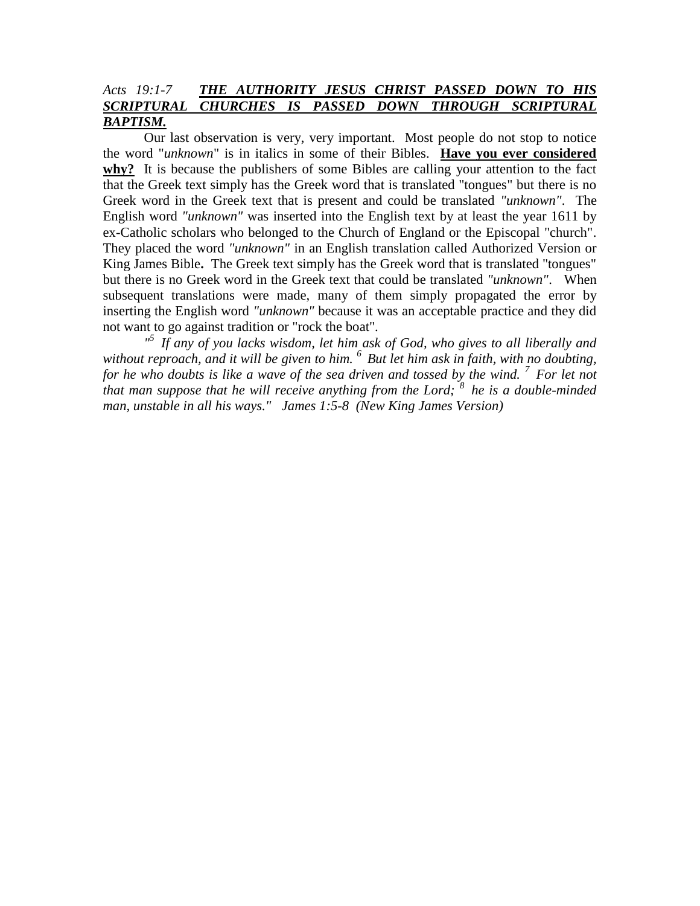*Acts 19:1-7* ***THE AUTHORITY JESUS CHRIST PASSED DOWN TO HIS SCRIPTURAL CHURCHES IS PASSED DOWN THROUGH SCRIPTURAL BAPTISM.***

Our last observation is very, very important. Most people do not stop to notice the word "*unknown*" is in italics in some of their Bibles. **Have you ever considered why?** It is because the publishers of some Bibles are calling your attention to the fact that the Greek text simply has the Greek word that is translated "tongues" but there is no Greek word in the Greek text that is present and could be translated *"unknown"*. The English word *"unknown"* was inserted into the English text by at least the year 1611 by ex-Catholic scholars who belonged to the Church of England or the Episcopal "church". They placed the word *"unknown"* in an English translation called Authorized Version or King James Bible**.** The Greek text simply has the Greek word that is translated "tongues" but there is no Greek word in the Greek text that could be translated *"unknown"*. When subsequent translations were made, many of them simply propagated the error by inserting the English word *"unknown"* because it was an acceptable practice and they did not want to go against tradition or "rock the boat".

*"[5] If any of you lacks wisdom, let him ask of God, who gives to all liberally and without reproach, and it will be given to him. [6] But let him ask in faith, with no doubting, for he who doubts is like a wave of the sea driven and tossed by the wind. [7] For let not that man suppose that he will receive anything from the Lord; [8] he is a double-minded man, unstable in all his ways." James 1:5-8 (New King James Version)*